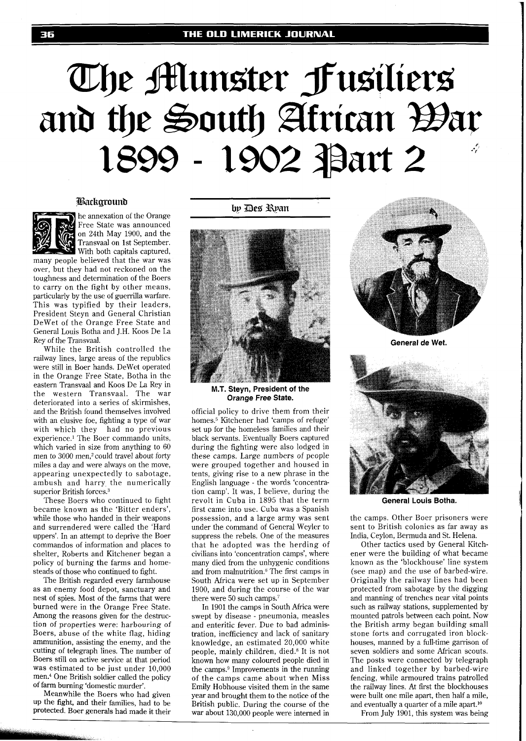# The Munster Fusiliers and the South African War 1899 - 1902 Part 2

by Des Ryan

## Background

The annexation of the Orange Free State was announced on 24th May 1900, and the Transvaal on 1st September. With both capitals captured, many people believed that the war was over, but they had not reckoned on the toughness and determination of the Boers to carry on the fight by other means, particularly by the use of guerrilla warfare. This was typified by their leaders, President Steyn and General Christian DeWet of the Orange Free State and General Louis Botha and J.H. Koos De La Rey of the Transvaal.

While the British controlled the railway lines, large areas of the republics were still in Boer hands. DeWet operated in the Orange Free State, Botha in the eastern Transvaal and Koos De La Rey in the western Transvaal. The war deteriorated into a series of skirmishes, and the British found themselves involved with an elusive foe, fighting a type of war with which they had no previous experience.[1] The Boer commando units, which varied in size from anything to 60 men to 3000 men,[2] could travel about forty miles a day and were always on the move, appearing unexpectedly to sabotage, ambush and harry the numerically superior British forces.[3]

These Boers who continued to fight became known as the 'Bitter enders', while those who handed in their weapons and surrendered were called the 'Hard uppers'. In an attempt to deprive the Boer commandos of information and places to shelter, Roberts and Kitchener began a policy of burning the farms and homesteads of those who continued to fight.

The British regarded every farmhouse as an enemy food depot, sanctuary and nest of spies. Most of the farms that were burned were in the Orange Free State. Among the reasons given for the destruction of properties were: harbouring of Boers, abuse of the white flag, hiding ammunition, assisting the enemy, and the cutting of telegraph lines. The number of Boers still on active service at that period was estimated to be just under 10,000 men.[4] One British soldier called the policy of farm burning 'domestic murder'.

Meanwhile the Boers who had given up the fight, and their families, had to be protected. Boer generals had made it their official policy to drive them from their homes.[5] Kitchener had 'camps of refuge' set up for the homeless families and their black servants. Eventually Boers captured during the fighting were also lodged in these camps. Large numbers of people were grouped together and housed in tents, giving rise to a new phrase in the English language - the words 'concentration camp'. It was, I believe, during the revolt in Cuba in 1895 that the term first came into use. Cuba was a Spanish possession, and a large army was sent under the command of General Weyler to suppress the rebels. One of the measures that he adopted was the herding of civilians into 'concentration camps', where many died from the unhygenic conditions and from malnutrition.[6] The first camps in South Africa were set up in September 1900, and during the course of the war there were 50 such camps.[7]

M.T. Steyn, President of the Orange Free State.

In 1901 the camps in South Africa were swept by disease - pneumonia, measles and enteritic fever. Due to bad administration, inefficiency and lack of sanitary knowledge, an estimated 20,000 white people, mainly children, died.[8] It is not known how many coloured people died in the camps.[9] Improvements in the running of the camps came about when Miss Emily Hobhouse visited them in the same year and brought them to the notice of the British public. During the course of the war about 130,000 people were interned in the camps. Other Boer prisoners were sent to British colonies as far away as India, Ceylon, Bermuda and St. Helena.

General de Wet.

General Louis Botha.

Other tactics used by General Kitchener were the building of what became known as the 'blockhouse' line system (see map) and the use of barbed-wire. Originally the railway lines had been protected from sabotage by the digging and manning of trenches near vital points such as railway stations, supplemented by mounted patrols between each point. Now the British army began building small stone forts and corrugated iron blockhouses, manned by a full-time garrison of seven soldiers and some African scouts. The posts were connected by telegraph and linked together by barbed-wire fencing, while armoured trains patrolled the railway lines. At first the blockhouses were built one mile apart, then half a mile, and eventually a quarter of a mile apart.[10]

From July 1901, this system was being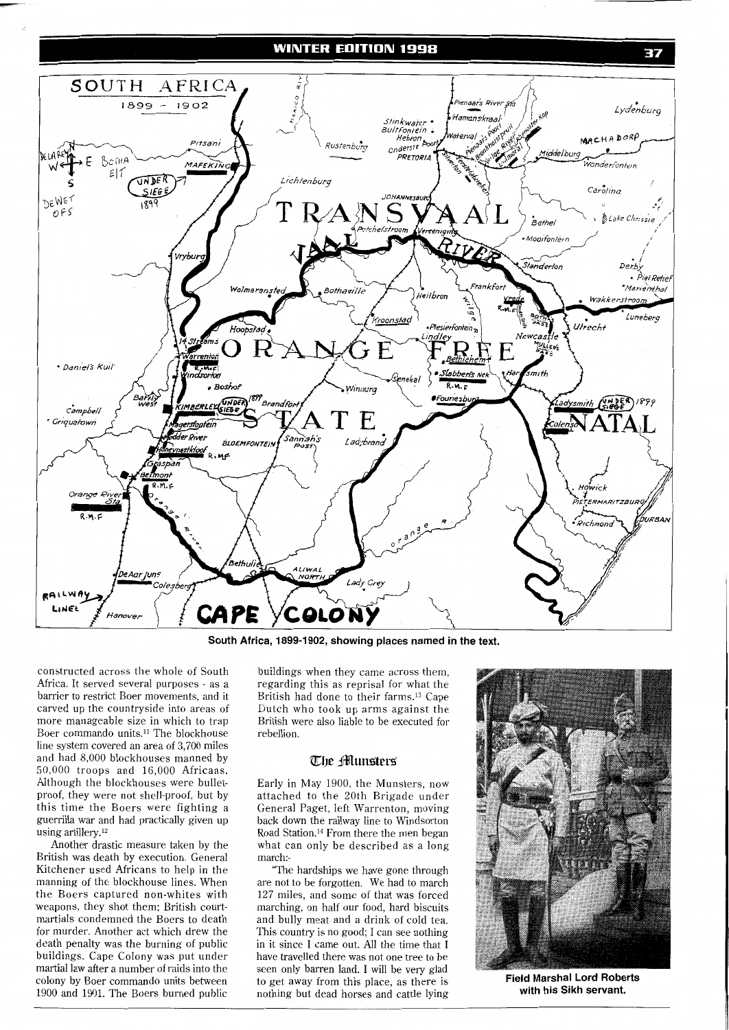South Africa, 1899-1902, showing places named in the text.

constructed across the whole of South Africa. It served several purposes - as a barrier to restrict Boer movements, and it carved up the countryside into areas of more manageable size in which to trap Boer commando units.[11] The blockhouse line system covered an area of 3,700 miles and had 8,000 blockhouses manned by 50,000 troops and 16,000 Africans. Although the blockhouses were bullet-proof, they were not shell-proof, but by this time the Boers were fighting a guerrilla war and had practically given up using artillery.[12]

Another drastic measure taken by the British was death by execution. General Kitchener used Africans to help in the manning of the blockhouse lines. When the Boers captured non-whites with weapons, they shot them; British court-martials condemned the Boers to death for murder. Another act which drew the death penalty was the burning of public buildings. Cape Colony was put under martial law after a number of raids into the colony by Boer commando units between 1900 and 1901. The Boers burned public buildings when they came across them, regarding this as reprisal for what the British had done to their farms.[13] Cape Dutch who took up arms against the British were also liable to be executed for rebellion.

## The Munsters

Early in May 1900, the Munsters, now attached to the 20th Brigade under General Paget, left Warrenton, moving back down the railway line to Windsorton Road Station.[14] From there the men began what can only be described as a long march:-

"The hardships we have gone through are not to be forgotten. We had to march 127 miles, and some of that was forced marching, on half our food, hard biscuits and bully meat and a drink of cold tea. This country is no good; I can see nothing in it since I came out. All the time that I have travelled there was not one tree to be seen only barren land. I will be very glad to get away from this place, as there is nothing but dead horses and cattle lying

**Field Marshal Lord Roberts with his Sikh servant.**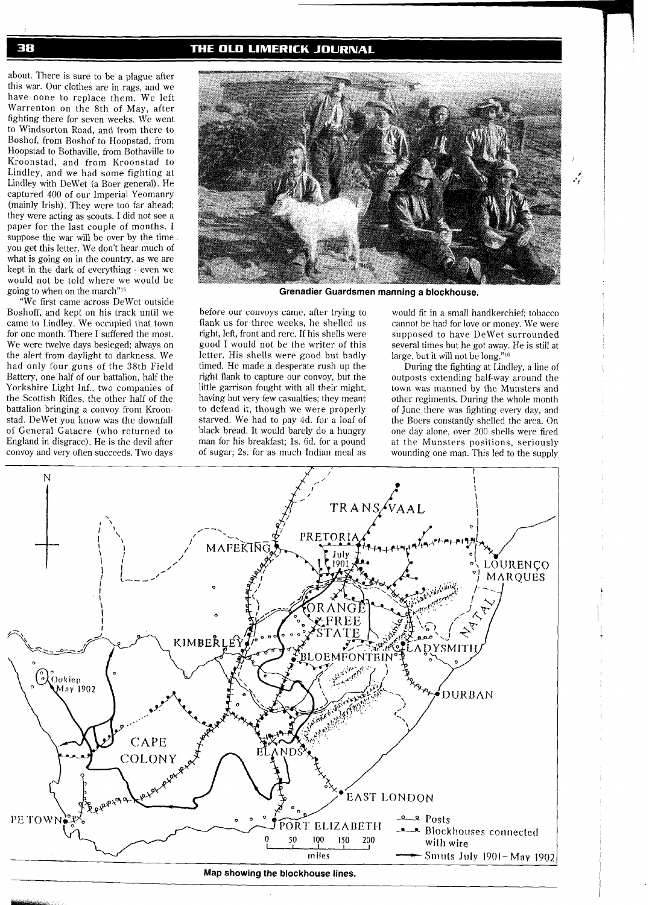about. There is sure to be a plague after this war. Our clothes are in rags, and we have none to replace them. We left Warrenton on the 8th of May, after fighting there for seven weeks. We went to Windsorton Road, and from there to Boshof, from Boshof to Hoopstad, from Hoopstad to Bothaville, from Bothaville to Kroonstad, and from Kroonstad to Lindley, and we had some fighting at Lindley with DeWet (a Boer general). He captured 400 of our Imperial Yeomanry (mainly Irish). They were too far ahead; they were acting as scouts. I did not see a paper for the last couple of months. I suppose the war will be over by the time you get this letter. We don't hear much of what is going on in the country, as we are kept in the dark of everything - even we would not be told where we would be going to when on the march"[15]

"We first came across DeWet outside Boshoff, and kept on his track until we came to Lindley. We occupied that town for one month. There I suffered the most. We were twelve days besieged; always on the alert from daylight to darkness. We had only four guns of the 38th Field Battery, one half of our battalion, half the Yorkshire Light Inf., two companies of the Scottish Rifles, the other half of the battalion bringing a convoy from Kroonstad. DeWet you know was the downfall of General Gatacre (who returned to England in disgrace). He is the devil after convoy and very often succeeds. Two days before our convoys came, after trying to flank us for three weeks, he shelled us right, left, front and rere. If his shells were good I would not be the writer of this letter. His shells were good but badly timed. He made a desperate rush up the right flank to capture our convoy, but the little garrison fought with all their might, having but very few casualties; they meant to defend it, though we were properly starved. We had to pay 4d. for a loaf of black bread. It would barely do a hungry man for his breakfast; 1s. 6d. for a pound of sugar; 2s. for as much Indian meal as would fit in a small handkerchief; tobacco cannot be had for love or money. We were supposed to have DeWet surrounded several times but he got away. He is still at large, but it will not be long."[16]

Grenadier Guardsmen manning a blockhouse.

During the fighting at Lindley, a line of outposts extending half-way around the town was manned by the Munsters and other regiments. During the whole month of June there was fighting every day, and the Boers constantly shelled the area. On one day alone, over 200 shells were fired at the Munsters positions, seriously wounding one man. This led to the supply

Map showing the blockhouse lines.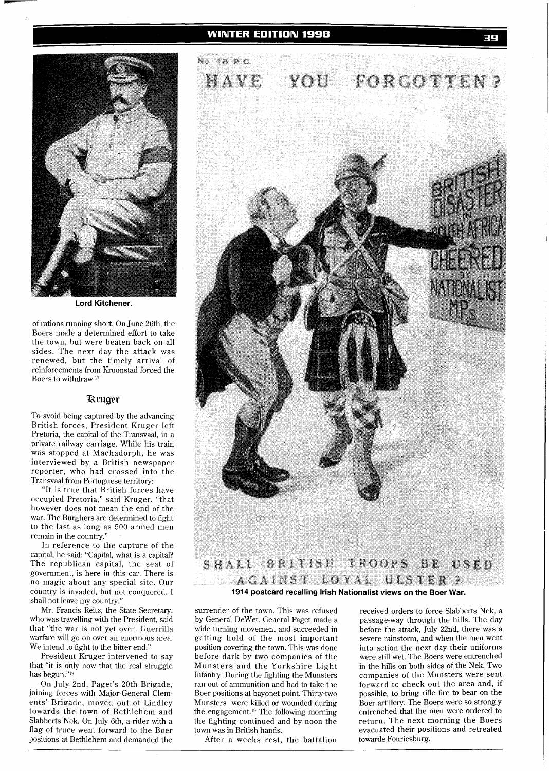Lord Kitchener.

of rations running short. On June 26th, the Boers made a determined effort to take the town, but were beaten back on all sides. The next day the attack was renewed, but the timely arrival of reinforcements from Kroonstad forced the Boers to withdraw.[17]

## Kruger

To avoid being captured by the advancing British forces, President Kruger left Pretoria, the capital of the Transvaal, in a private railway carriage. While his train was stopped at Machadorph, he was interviewed by a British newspaper reporter, who had crossed into the Transvaal from Portuguese territory:

"It is true that British forces have occupied Pretoria," said Kruger, "that however does not mean the end of the war. The Burghers are determined to fight to the last as long as 500 armed men remain in the country."

In reference to the capture of the capital, he said: "Capital, what is a capital? The republican capital, the seat of government, is here in this car. There is no magic about any special site. Our country is invaded, but not conquered. I shall not leave my country."

Mr. Francis Reitz, the State Secretary, who was travelling with the President, said that "the war is not yet over. Guerrilla warfare will go on over an enormous area. We intend to fight to the bitter end."

President Kruger intervened to say that "it is only now that the real struggle has begun."[18]

On July 2nd, Paget's 20th Brigade, joining forces with Major-General Clements' Brigade, moved out of Lindley towards the town of Bethlehem and Slabberts Nek. On July 6th, a rider with a flag of truce went forward to the Boer positions at Bethlehem and demanded the surrender of the town. This was refused by General DeWet. General Paget made a wide turning movement and succeeded in getting hold of the most important position covering the town. This was done before dark by two companies of the Munsters and the Yorkshire Light Infantry. During the fighting the Munsters ran out of ammunition and had to take the Boer positions at bayonet point. Thirty-two Munsters were killed or wounded during the engagement.[19] The following morning the fighting continued and by noon the town was in British hands.

After a weeks rest, the battalion received orders to force Slabberts Nek, a passage-way through the hills. The day before the attack, July 22nd, there was a severe rainstorm, and when the men went into action the next day their uniforms were still wet. The Boers were entrenched in the hills on both sides of the Nek. Two companies of the Munsters were sent forward to check out the area and, if possible, to bring rifle fire to bear on the Boer artillery. The Boers were so strongly entrenched that the men were ordered to return. The next morning the Boers evacuated their positions and retreated towards Fouriesburg.

1914 postcard recalling Irish Nationalist views on the Boer War.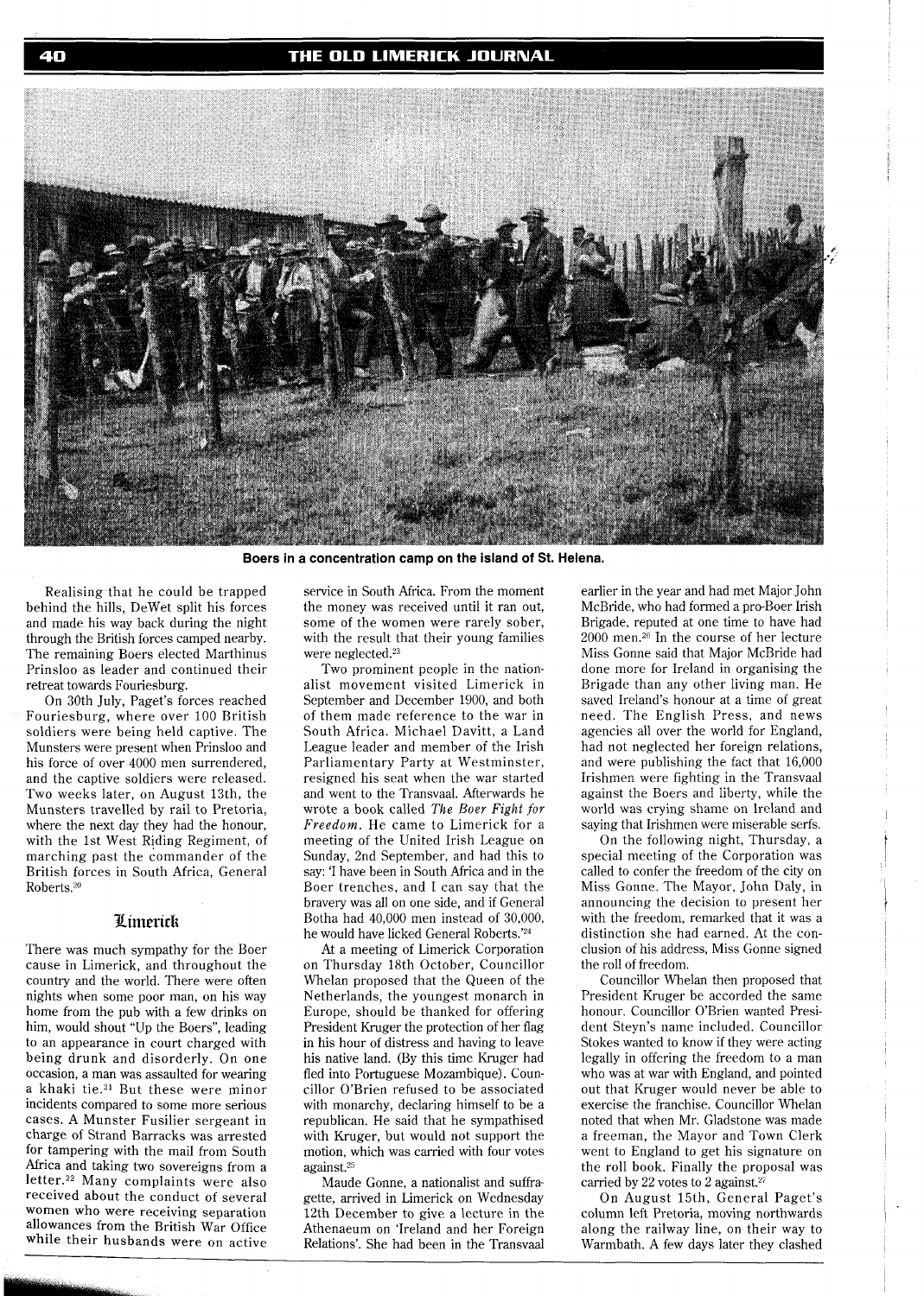Boers in a concentration camp on the island of St. Helena.

Realising that he could be trapped behind the hills, DeWet split his forces and made his way back during the night through the British forces camped nearby. The remaining Boers elected Marthinus Prinsloo as leader and continued their retreat towards Fouriesburg.

On 30th July, Paget's forces reached Fouriesburg, where over 100 British soldiers were being held captive. The Munsters were present when Prinsloo and his force of over 4000 men surrendered, and the captive soldiers were released. Two weeks later, on August 13th, the Munsters travelled by rail to Pretoria, where the next day they had the honour, with the 1st West Riding Regiment, of marching past the commander of the British forces in South Africa, General Roberts.[20]

## Limerick

There was much sympathy for the Boer cause in Limerick, and throughout the country and the world. There were often nights when some poor man, on his way home from the pub with a few drinks on him, would shout "Up the Boers", leading to an appearance in court charged with being drunk and disorderly. On one occasion, a man was assaulted for wearing a khaki tie.[21] But these were minor incidents compared to some more serious cases. A Munster Fusilier sergeant in charge of Strand Barracks was arrested for tampering with the mail from South Africa and taking two sovereigns from a letter.[22] Many complaints were also received about the conduct of several women who were receiving separation allowances from the British War Office while their husbands were on active service in South Africa. From the moment the money was received until it ran out, some of the women were rarely sober, with the result that their young families were neglected.[23]

Two prominent people in the nationalist movement visited Limerick in September and December 1900, and both of them made reference to the war in South Africa. Michael Davitt, a Land League leader and member of the Irish Parliamentary Party at Westminster, resigned his seat when the war started and went to the Transvaal. Afterwards he wrote a book called *The Boer Fight for Freedom*. He came to Limerick for a meeting of the United Irish League on Sunday, 2nd September, and had this to say: 'I have been in South Africa and in the Boer trenches, and I can say that the bravery was all on one side, and if General Botha had 40,000 men instead of 30,000, he would have licked General Roberts.'[24]

At a meeting of Limerick Corporation on Thursday 18th October, Councillor Whelan proposed that the Queen of the Netherlands, the youngest monarch in Europe, should be thanked for offering President Kruger the protection of her flag in his hour of distress and having to leave his native land. (By this time Kruger had fled into Portuguese Mozambique). Councillor O'Brien refused to be associated with monarchy, declaring himself to be a republican. He said that he sympathised with Kruger, but would not support the motion, which was carried with four votes against.[25]

Maude Gonne, a nationalist and suffragette, arrived in Limerick on Wednesday 12th December to give a lecture in the Athenaeum on 'Ireland and her Foreign Relations'. She had been in the Transvaal earlier in the year and had met Major John McBride, who had formed a pro-Boer Irish Brigade, reputed at one time to have had 2000 men.[26] In the course of her lecture Miss Gonne said that Major McBride had done more for Ireland in organising the Brigade than any other living man. He saved Ireland's honour at a time of great need. The English Press, and news agencies all over the world for England, had not neglected her foreign relations, and were publishing the fact that 16,000 Irishmen were fighting in the Transvaal against the Boers and liberty, while the world was crying shame on Ireland and saying that Irishmen were miserable serfs.

On the following night, Thursday, a special meeting of the Corporation was called to confer the freedom of the city on Miss Gonne. The Mayor, John Daly, in announcing the decision to present her with the freedom, remarked that it was a distinction she had earned. At the conclusion of his address, Miss Gonne signed the roll of freedom.

Councillor Whelan then proposed that President Kruger be accorded the same honour. Councillor O'Brien wanted President Steyn's name included. Councillor Stokes wanted to know if they were acting legally in offering the freedom to a man who was at war with England, and pointed out that Kruger would never be able to exercise the franchise. Councillor Whelan noted that when Mr. Gladstone was made a freeman, the Mayor and Town Clerk went to England to get his signature on the roll book. Finally the proposal was carried by 22 votes to 2 against.[27]

On August 15th, General Paget's column left Pretoria, moving northwards along the railway line, on their way to Warmbath. A few days later they clashed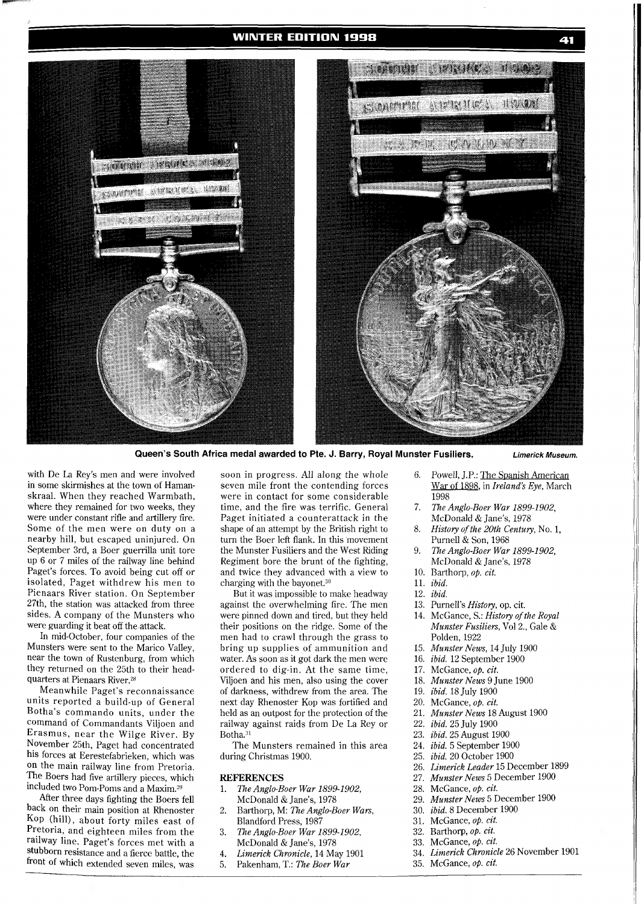Queen's South Africa medal awarded to Pte. J. Barry, Royal Munster Fusiliers. *Limerick Museum.*

with De La Rey's men and were involved in some skirmishes at the town of Hamanskraal. When they reached Warmbath, where they remained for two weeks, they were under constant rifle and artillery fire. Some of the men were on duty on a nearby hill, but escaped uninjured. On September 3rd, a Boer guerrilla unit tore up 6 or 7 miles of the railway line behind Paget's forces. To avoid being cut off or isolated, Paget withdrew his men to Pienaars River station. On September 27th, the station was attacked from three sides. A company of the Munsters who were guarding it beat off the attack.

In mid-October, four companies of the Munsters were sent to the Marico Valley, near the town of Rustenburg, from which they returned on the 25th to their headquarters at Pienaars River.[28]

Meanwhile Paget's reconnaissance units reported a build-up of General Botha's commando units, under the command of Commandants Viljoen and Erasmus, near the Wilge River. By November 25th, Paget had concentrated his forces at Eerestefabrieken, which was on the main railway line from Pretoria. The Boers had five artillery pieces, which included two Pom-Poms and a Maxim.[29]

After three days fighting the Boers fell back on their main position at Rhenoster Kop (hill), about forty miles east of Pretoria, and eighteen miles from the railway line. Paget's forces met with a stubborn resistance and a fierce battle, the front of which extended seven miles, was soon in progress. All along the whole seven mile front the contending forces were in contact for some considerable time, and the fire was terrific. General Paget initiated a counterattack in the shape of an attempt by the British right to turn the Boer left flank. In this movement the Munster Fusiliers and the West Riding Regiment bore the brunt of the fighting, and twice they advanced with a view to charging with the bayonet.[30]

But it was impossible to make headway against the overwhelming fire. The men were pinned down and tired, but they held their positions on the ridge. Some of the men had to crawl through the grass to bring up supplies of ammunition and water. As soon as it got dark the men were ordered to dig-in. At the same time, Viljoen and his men, also using the cover of darkness, withdrew from the area. The next day Rhenoster Kop was fortified and held as an outpost for the protection of the railway against raids from De La Rey or Botha.[31]

The Munsters remained in this area during Christmas 1900.

## REFERENCES

1. *The Anglo-Boer War 1899-1902*, McDonald & Jane's, 1978
2. Barthorp, M: *The Anglo-Boer Wars*, Blandford Press, 1987
3. *The Anglo-Boer War 1899-1902*, McDonald & Jane's, 1978
4. *Limerick Chronicle*, 14 May 1901
5. Pakenham, T.: *The Boer War*
6. Powell, J.P.: The Spanish American War of 1898, in *Ireland's Eye*, March 1998
7. *The Anglo-Boer War 1899-1902*, McDonald & Jane's, 1978
8. *History of the 20th Century*, No. 1, Purnell & Son, 1968
9. *The Anglo-Boer War 1899-1902*, McDonald & Jane's, 1978
10. Barthorp, *op. cit.*
11. *ibid.*
12. *ibid.*
13. Purnell's *History*, op. cit.
14. McGance, S.: *History of the Royal Munster Fusiliers*, Vol 2., Gale & Polden, 1922
15. *Munster News*, 14 July 1900
16. *ibid.* 12 September 1900
17. McGance, *op. cit.*
18. *Munster News* 9 June 1900
19. *ibid.* 18 July 1900
20. McGance, *op. cit.*
21. *Munster News* 18 August 1900
22. *ibid.* 25 July 1900
23. *ibid.* 25 August 1900
24. *ibid.* 5 September 1900
25. *ibid.* 20 October 1900
26. *Limerick Leader* 15 December 1899
27. *Munster News* 5 December 1900
28. McGance, *op. cit.*
29. *Munster News* 5 December 1900
30. *ibid.* 8 December 1900
31. McGance, *op. cit.*
32. Barthorp, *op. cit.*
33. McGance, *op. cit.*
34. *Limerick Chronicle* 26 November 1901
35. McGance, *op. cit.*